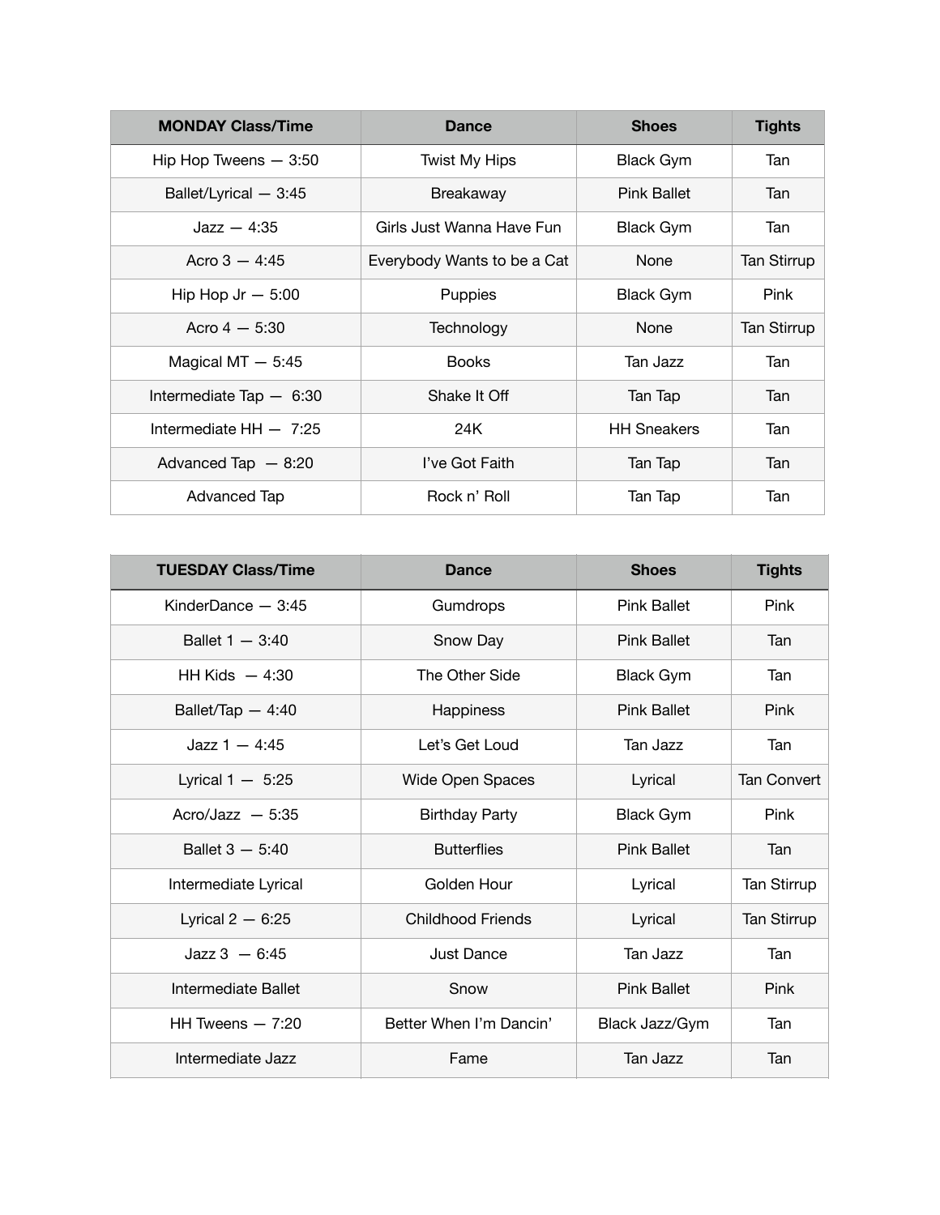| MONDAY Class/Time | Dance | Shoes | Tights |
| --- | --- | --- | --- |
| Hip Hop Tweens — 3:50 | Twist My Hips | Black Gym | Tan |
| Ballet/Lyrical — 3:45 | Breakaway | Pink Ballet | Tan |
| Jazz — 4:35 | Girls Just Wanna Have Fun | Black Gym | Tan |
| Acro 3 — 4:45 | Everybody Wants to be a Cat | None | Tan Stirrup |
| Hip Hop Jr — 5:00 | Puppies | Black Gym | Pink |
| Acro 4 — 5:30 | Technology | None | Tan Stirrup |
| Magical MT — 5:45 | Books | Tan Jazz | Tan |
| Intermediate Tap — 6:30 | Shake It Off | Tan Tap | Tan |
| Intermediate HH — 7:25 | 24K | HH Sneakers | Tan |
| Advanced Tap — 8:20 | I've Got Faith | Tan Tap | Tan |
| Advanced Tap | Rock n' Roll | Tan Tap | Tan |

| TUESDAY Class/Time | Dance | Shoes | Tights |
| --- | --- | --- | --- |
| KinderDance — 3:45 | Gumdrops | Pink Ballet | Pink |
| Ballet 1 — 3:40 | Snow Day | Pink Ballet | Tan |
| HH Kids — 4:30 | The Other Side | Black Gym | Tan |
| Ballet/Tap — 4:40 | Happiness | Pink Ballet | Pink |
| Jazz 1 — 4:45 | Let's Get Loud | Tan Jazz | Tan |
| Lyrical 1 — 5:25 | Wide Open Spaces | Lyrical | Tan Convert |
| Acro/Jazz — 5:35 | Birthday Party | Black Gym | Pink |
| Ballet 3 — 5:40 | Butterflies | Pink Ballet | Tan |
| Intermediate Lyrical | Golden Hour | Lyrical | Tan Stirrup |
| Lyrical 2 — 6:25 | Childhood Friends | Lyrical | Tan Stirrup |
| Jazz 3 — 6:45 | Just Dance | Tan Jazz | Tan |
| Intermediate Ballet | Snow | Pink Ballet | Pink |
| HH Tweens — 7:20 | Better When I'm Dancin' | Black Jazz/Gym | Tan |
| Intermediate Jazz | Fame | Tan Jazz | Tan |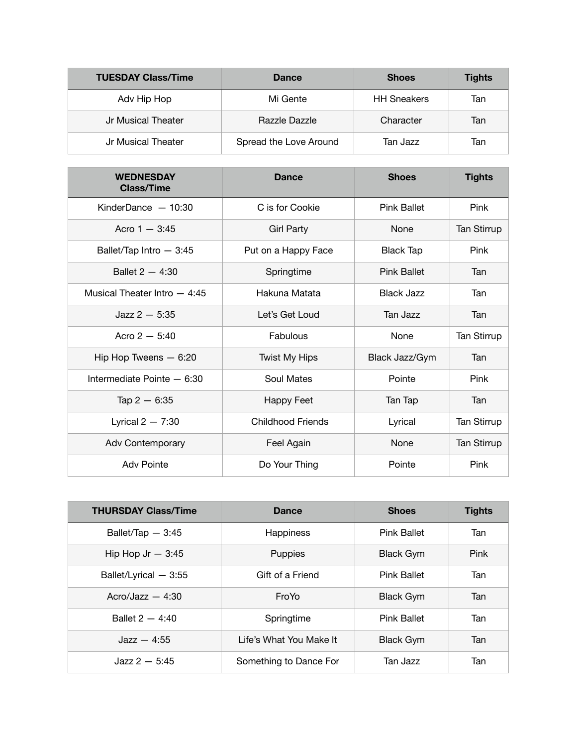| TUESDAY Class/Time | Dance | Shoes | Tights |
| --- | --- | --- | --- |
| Adv Hip Hop | Mi Gente | HH Sneakers | Tan |
| Jr Musical Theater | Razzle Dazzle | Character | Tan |
| Jr Musical Theater | Spread the Love Around | Tan Jazz | Tan |

| WEDNESDAY Class/Time | Dance | Shoes | Tights |
| --- | --- | --- | --- |
| KinderDance — 10:30 | C is for Cookie | Pink Ballet | Pink |
| Acro 1 — 3:45 | Girl Party | None | Tan Stirrup |
| Ballet/Tap Intro — 3:45 | Put on a Happy Face | Black Tap | Pink |
| Ballet 2 — 4:30 | Springtime | Pink Ballet | Tan |
| Musical Theater Intro — 4:45 | Hakuna Matata | Black Jazz | Tan |
| Jazz 2 — 5:35 | Let's Get Loud | Tan Jazz | Tan |
| Acro 2 — 5:40 | Fabulous | None | Tan Stirrup |
| Hip Hop Tweens — 6:20 | Twist My Hips | Black Jazz/Gym | Tan |
| Intermediate Pointe — 6:30 | Soul Mates | Pointe | Pink |
| Tap 2 — 6:35 | Happy Feet | Tan Tap | Tan |
| Lyrical 2 — 7:30 | Childhood Friends | Lyrical | Tan Stirrup |
| Adv Contemporary | Feel Again | None | Tan Stirrup |
| Adv Pointe | Do Your Thing | Pointe | Pink |

| THURSDAY Class/Time | Dance | Shoes | Tights |
| --- | --- | --- | --- |
| Ballet/Tap — 3:45 | Happiness | Pink Ballet | Tan |
| Hip Hop Jr — 3:45 | Puppies | Black Gym | Pink |
| Ballet/Lyrical — 3:55 | Gift of a Friend | Pink Ballet | Tan |
| Acro/Jazz — 4:30 | FroYo | Black Gym | Tan |
| Ballet 2 — 4:40 | Springtime | Pink Ballet | Tan |
| Jazz — 4:55 | Life's What You Make It | Black Gym | Tan |
| Jazz 2 — 5:45 | Something to Dance For | Tan Jazz | Tan |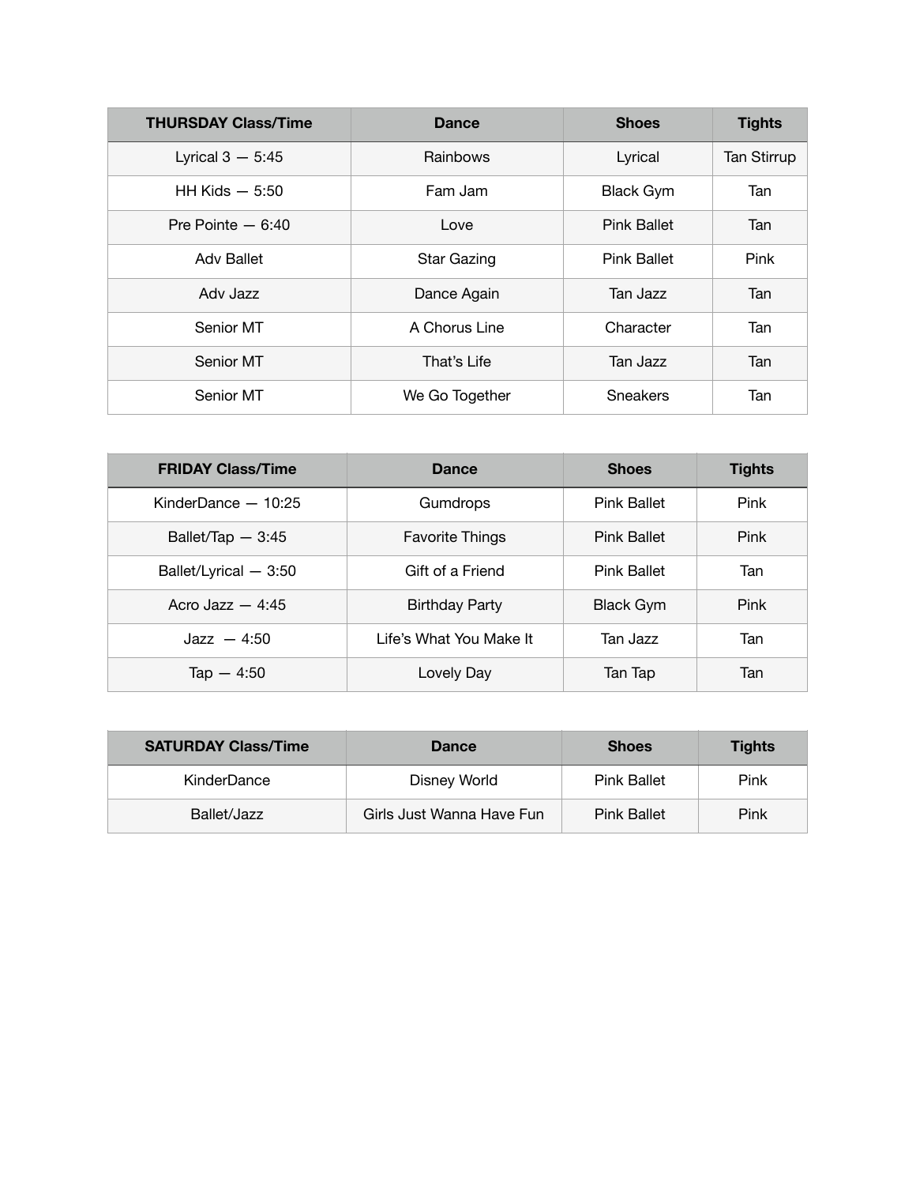| THURSDAY Class/Time | Dance | Shoes | Tights |
| --- | --- | --- | --- |
| Lyrical 3 — 5:45 | Rainbows | Lyrical | Tan Stirrup |
| HH Kids — 5:50 | Fam Jam | Black Gym | Tan |
| Pre Pointe — 6:40 | Love | Pink Ballet | Tan |
| Adv Ballet | Star Gazing | Pink Ballet | Pink |
| Adv Jazz | Dance Again | Tan Jazz | Tan |
| Senior MT | A Chorus Line | Character | Tan |
| Senior MT | That's Life | Tan Jazz | Tan |
| Senior MT | We Go Together | Sneakers | Tan |

| FRIDAY Class/Time | Dance | Shoes | Tights |
| --- | --- | --- | --- |
| KinderDance — 10:25 | Gumdrops | Pink Ballet | Pink |
| Ballet/Tap — 3:45 | Favorite Things | Pink Ballet | Pink |
| Ballet/Lyrical — 3:50 | Gift of a Friend | Pink Ballet | Tan |
| Acro Jazz — 4:45 | Birthday Party | Black Gym | Pink |
| Jazz — 4:50 | Life's What You Make It | Tan Jazz | Tan |
| Tap — 4:50 | Lovely Day | Tan Tap | Tan |

| SATURDAY Class/Time | Dance | Shoes | Tights |
| --- | --- | --- | --- |
| KinderDance | Disney World | Pink Ballet | Pink |
| Ballet/Jazz | Girls Just Wanna Have Fun | Pink Ballet | Pink |